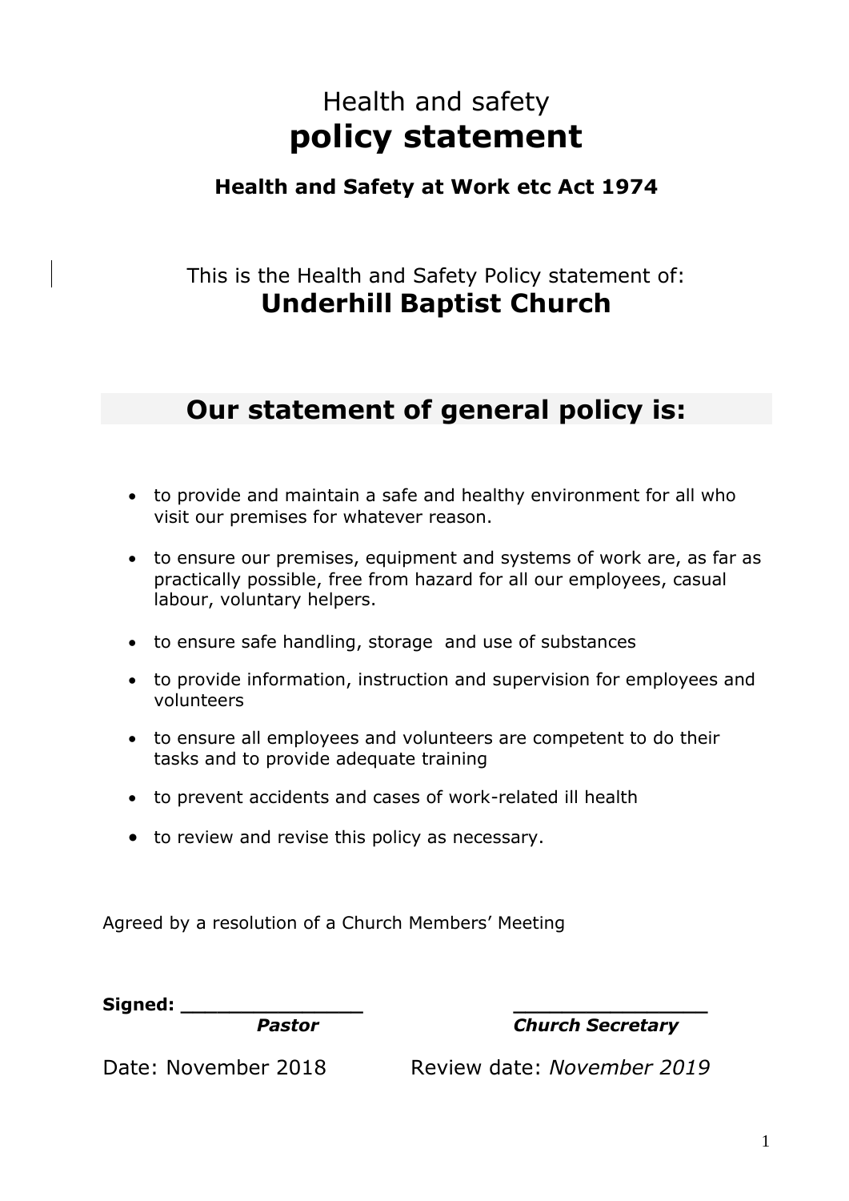# Health and safety
# **policy statement**

**Health and Safety at Work etc Act 1974**

This is the Health and Safety Policy statement of:

**Underhill Baptist Church**

## **Our statement of general policy is:**

- to provide and maintain a safe and healthy environment for all who visit our premises for whatever reason.
- to ensure our premises, equipment and systems of work are, as far as practically possible, free from hazard for all our employees, casual labour, voluntary helpers.
- to ensure safe handling, storage and use of substances
- to provide information, instruction and supervision for employees and volunteers
- to ensure all employees and volunteers are competent to do their tasks and to provide adequate training
- to prevent accidents and cases of work-related ill health
- to review and revise this policy as necessary.

Agreed by a resolution of a Church Members' Meeting

**Signed:** _______________ _______________

***Pastor*** ***Church Secretary***

Date: November 2018 Review date: *November 2019*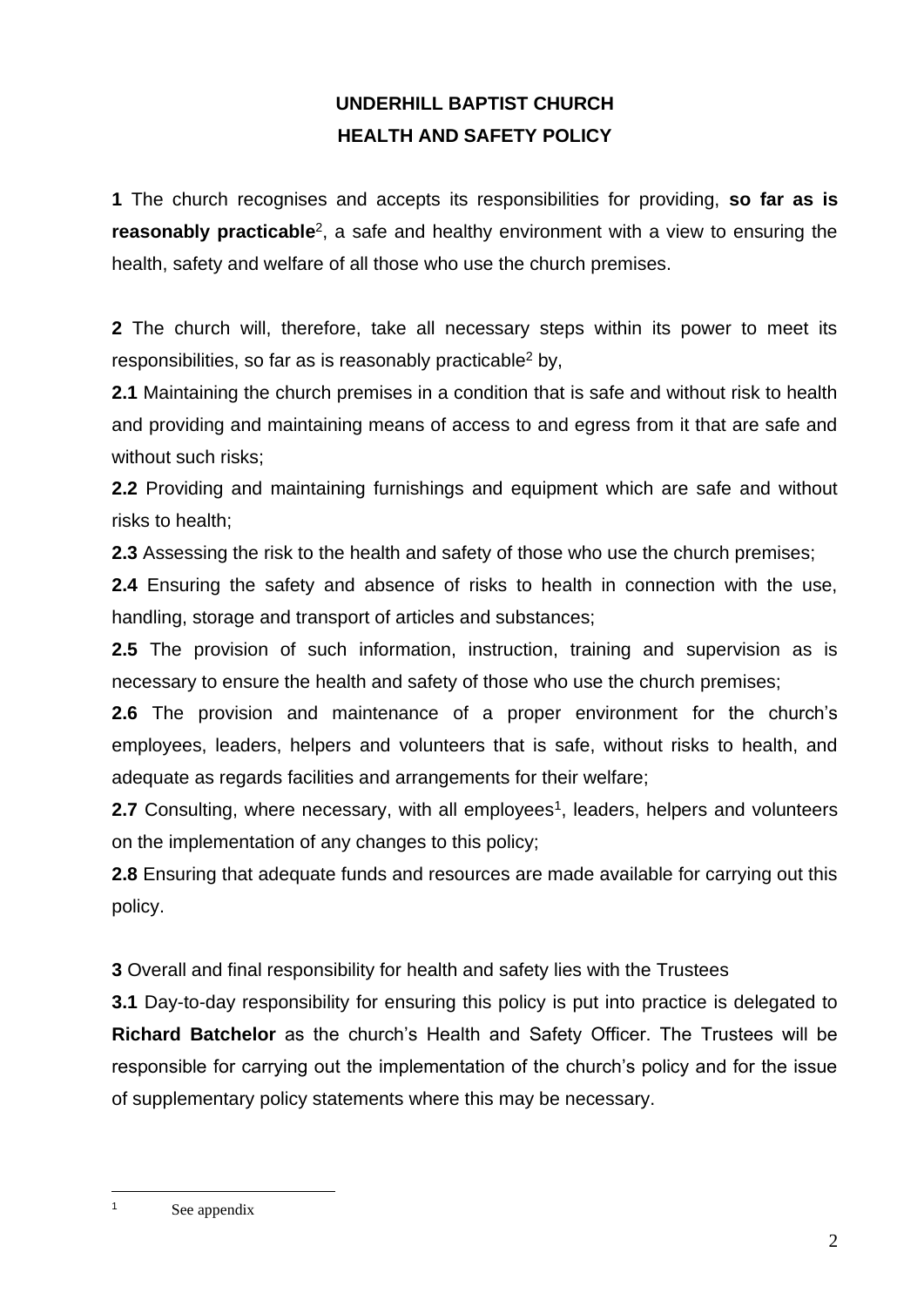# UNDERHILL BAPTIST CHURCH
# HEALTH AND SAFETY POLICY

**1** The church recognises and accepts its responsibilities for providing, **so far as is reasonably practicable**[2], a safe and healthy environment with a view to ensuring the health, safety and welfare of all those who use the church premises.

**2** The church will, therefore, take all necessary steps within its power to meet its responsibilities, so far as is reasonably practicable[2] by,

**2.1** Maintaining the church premises in a condition that is safe and without risk to health and providing and maintaining means of access to and egress from it that are safe and without such risks;

**2.2** Providing and maintaining furnishings and equipment which are safe and without risks to health;

**2.3** Assessing the risk to the health and safety of those who use the church premises;

**2.4** Ensuring the safety and absence of risks to health in connection with the use, handling, storage and transport of articles and substances;

**2.5** The provision of such information, instruction, training and supervision as is necessary to ensure the health and safety of those who use the church premises;

**2.6** The provision and maintenance of a proper environment for the church's employees, leaders, helpers and volunteers that is safe, without risks to health, and adequate as regards facilities and arrangements for their welfare;

**2.7** Consulting, where necessary, with all employees[1], leaders, helpers and volunteers on the implementation of any changes to this policy;

**2.8** Ensuring that adequate funds and resources are made available for carrying out this policy.

**3** Overall and final responsibility for health and safety lies with the Trustees

**3.1** Day-to-day responsibility for ensuring this policy is put into practice is delegated to **Richard Batchelor** as the church's Health and Safety Officer. The Trustees will be responsible for carrying out the implementation of the church's policy and for the issue of supplementary policy statements where this may be necessary.

[1] See appendix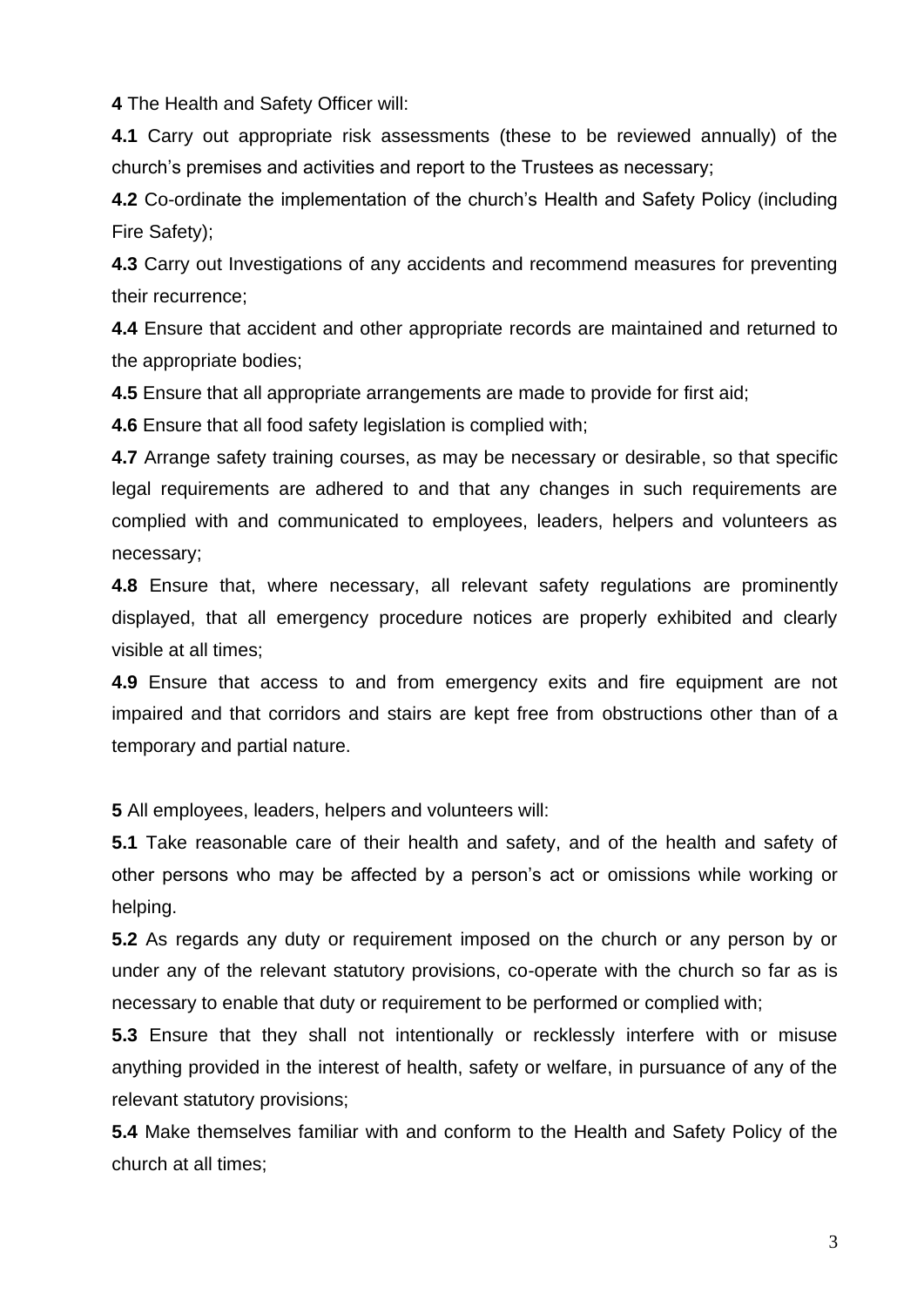**4** The Health and Safety Officer will:

**4.1** Carry out appropriate risk assessments (these to be reviewed annually) of the church's premises and activities and report to the Trustees as necessary;

**4.2** Co-ordinate the implementation of the church's Health and Safety Policy (including Fire Safety);

**4.3** Carry out Investigations of any accidents and recommend measures for preventing their recurrence;

**4.4** Ensure that accident and other appropriate records are maintained and returned to the appropriate bodies;

**4.5** Ensure that all appropriate arrangements are made to provide for first aid;

**4.6** Ensure that all food safety legislation is complied with;

**4.7** Arrange safety training courses, as may be necessary or desirable, so that specific legal requirements are adhered to and that any changes in such requirements are complied with and communicated to employees, leaders, helpers and volunteers as necessary;

**4.8** Ensure that, where necessary, all relevant safety regulations are prominently displayed, that all emergency procedure notices are properly exhibited and clearly visible at all times;

**4.9** Ensure that access to and from emergency exits and fire equipment are not impaired and that corridors and stairs are kept free from obstructions other than of a temporary and partial nature.

**5** All employees, leaders, helpers and volunteers will:

**5.1** Take reasonable care of their health and safety, and of the health and safety of other persons who may be affected by a person's act or omissions while working or helping.

**5.2** As regards any duty or requirement imposed on the church or any person by or under any of the relevant statutory provisions, co-operate with the church so far as is necessary to enable that duty or requirement to be performed or complied with;

**5.3** Ensure that they shall not intentionally or recklessly interfere with or misuse anything provided in the interest of health, safety or welfare, in pursuance of any of the relevant statutory provisions;

**5.4** Make themselves familiar with and conform to the Health and Safety Policy of the church at all times;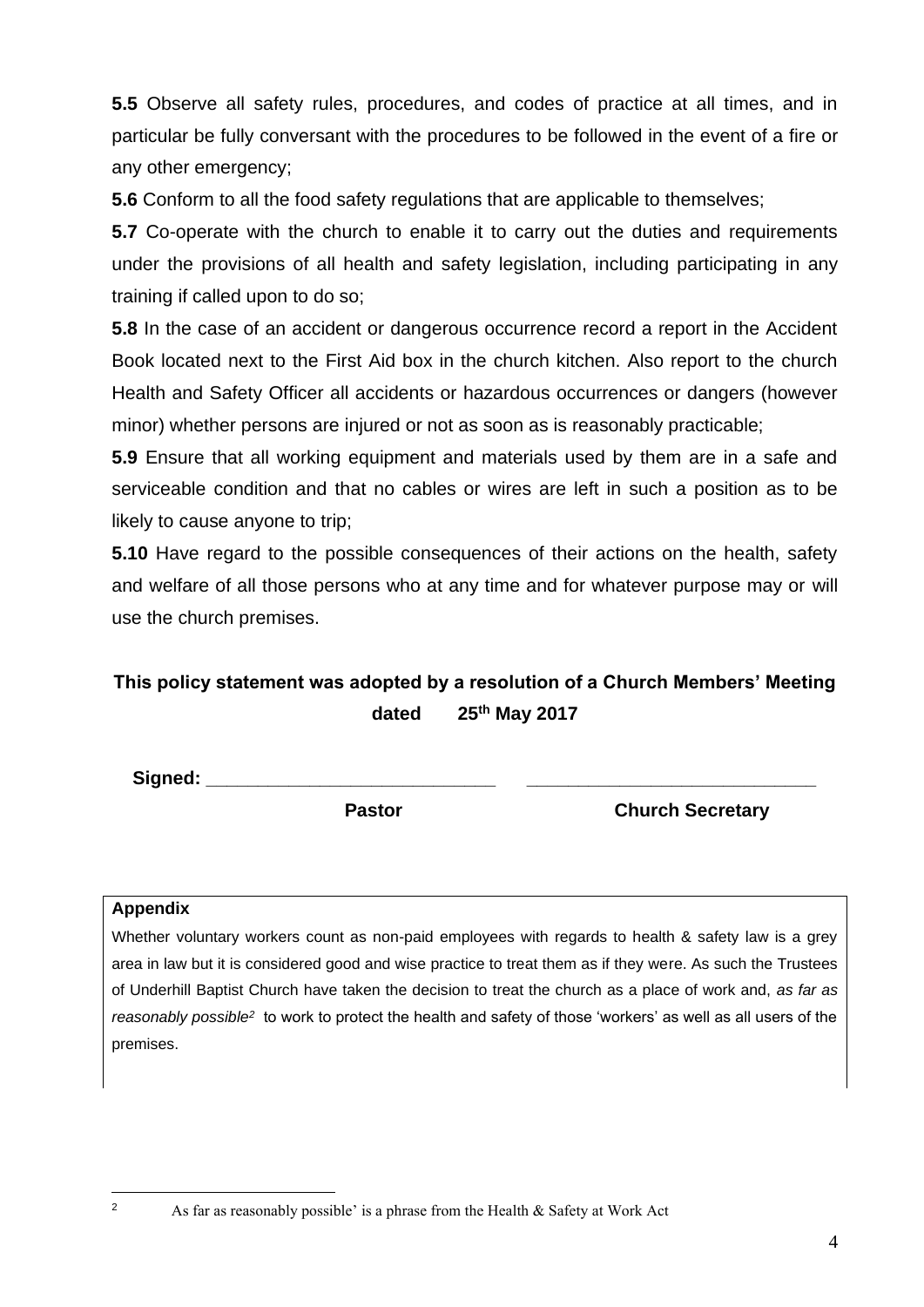**5.5** Observe all safety rules, procedures, and codes of practice at all times, and in particular be fully conversant with the procedures to be followed in the event of a fire or any other emergency;

**5.6** Conform to all the food safety regulations that are applicable to themselves;

**5.7** Co-operate with the church to enable it to carry out the duties and requirements under the provisions of all health and safety legislation, including participating in any training if called upon to do so;

**5.8** In the case of an accident or dangerous occurrence record a report in the Accident Book located next to the First Aid box in the church kitchen. Also report to the church Health and Safety Officer all accidents or hazardous occurrences or dangers (however minor) whether persons are injured or not as soon as is reasonably practicable;

**5.9** Ensure that all working equipment and materials used by them are in a safe and serviceable condition and that no cables or wires are left in such a position as to be likely to cause anyone to trip;

**5.10** Have regard to the possible consequences of their actions on the health, safety and welfare of all those persons who at any time and for whatever purpose may or will use the church premises.

**This policy statement was adopted by a resolution of a Church Members' Meeting dated 25th May 2017**

**Signed:** ____________________________ ____________________________

**Pastor** **Church Secretary**

**Appendix**

Whether voluntary workers count as non-paid employees with regards to health & safety law is a grey area in law but it is considered good and wise practice to treat them as if they were. As such the Trustees of Underhill Baptist Church have taken the decision to treat the church as a place of work and, *as far as reasonably possible*[2] to work to protect the health and safety of those 'workers' as well as all users of the premises.

[2] As far as reasonably possible' is a phrase from the Health & Safety at Work Act